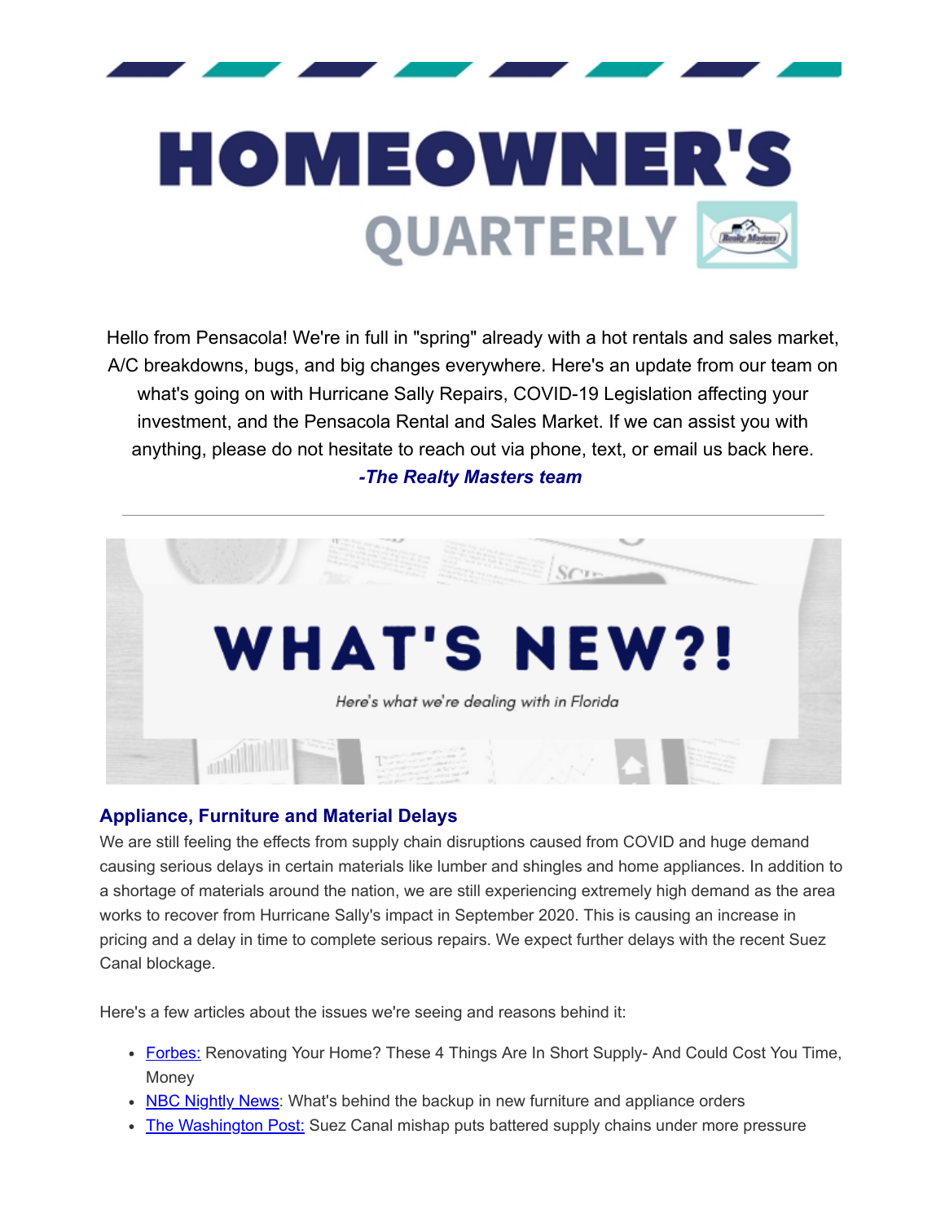# HOMEOWNER'S QUARTERLY

Hello from Pensacola! We're in full in "spring" already with a hot rentals and sales market, A/C breakdowns, bugs, and big changes everywhere. Here's an update from our team on what's going on with Hurricane Sally Repairs, COVID-19 Legislation affecting your investment, and the Pensacola Rental and Sales Market. If we can assist you with anything, please do not hesitate to reach out via phone, text, or email us back here.

***-The Realty Masters team***

---

# WHAT'S NEW?!

Here's what we're dealing with in Florida

### Appliance, Furniture and Material Delays

We are still feeling the effects from supply chain disruptions caused from COVID and huge demand causing serious delays in certain materials like lumber and shingles and home appliances. In addition to a shortage of materials around the nation, we are still experiencing extremely high demand as the area works to recover from Hurricane Sally's impact in September 2020. This is causing an increase in pricing and a delay in time to complete serious repairs. We expect further delays with the recent Suez Canal blockage.

Here's a few articles about the issues we're seeing and reasons behind it:

- Forbes: Renovating Your Home? These 4 Things Are In Short Supply- And Could Cost You Time, Money
- NBC Nightly News: What's behind the backup in new furniture and appliance orders
- The Washington Post: Suez Canal mishap puts battered supply chains under more pressure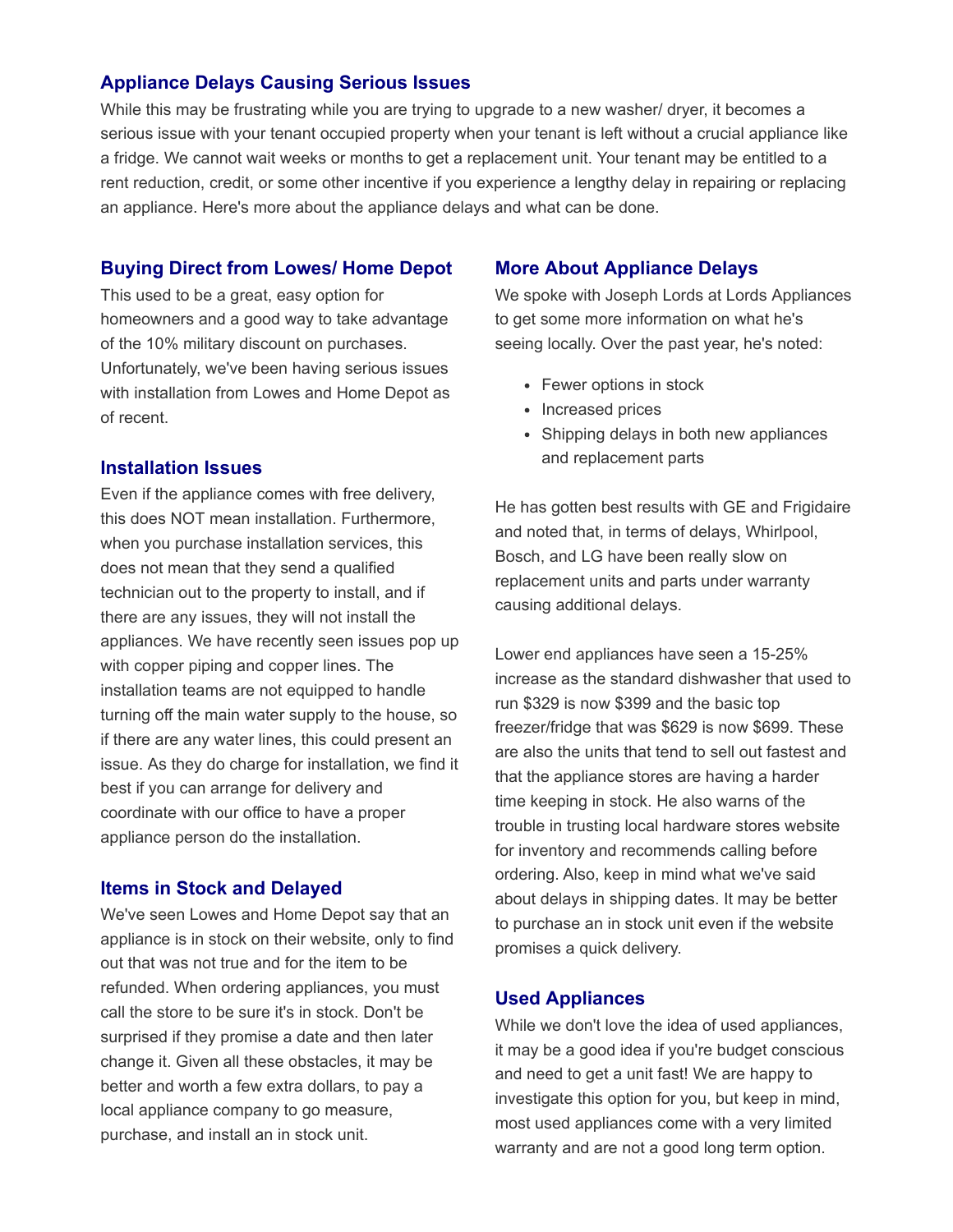## Appliance Delays Causing Serious Issues

While this may be frustrating while you are trying to upgrade to a new washer/ dryer, it becomes a serious issue with your tenant occupied property when your tenant is left without a crucial appliance like a fridge. We cannot wait weeks or months to get a replacement unit. Your tenant may be entitled to a rent reduction, credit, or some other incentive if you experience a lengthy delay in repairing or replacing an appliance. Here's more about the appliance delays and what can be done.

### Buying Direct from Lowes/ Home Depot

This used to be a great, easy option for homeowners and a good way to take advantage of the 10% military discount on purchases. Unfortunately, we've been having serious issues with installation from Lowes and Home Depot as of recent.

### Installation Issues

Even if the appliance comes with free delivery, this does NOT mean installation. Furthermore, when you purchase installation services, this does not mean that they send a qualified technician out to the property to install, and if there are any issues, they will not install the appliances. We have recently seen issues pop up with copper piping and copper lines. The installation teams are not equipped to handle turning off the main water supply to the house, so if there are any water lines, this could present an issue. As they do charge for installation, we find it best if you can arrange for delivery and coordinate with our office to have a proper appliance person do the installation.

### Items in Stock and Delayed

We've seen Lowes and Home Depot say that an appliance is in stock on their website, only to find out that was not true and for the item to be refunded. When ordering appliances, you must call the store to be sure it's in stock. Don't be surprised if they promise a date and then later change it. Given all these obstacles, it may be better and worth a few extra dollars, to pay a local appliance company to go measure, purchase, and install an in stock unit.

### More About Appliance Delays

We spoke with Joseph Lords at Lords Appliances to get some more information on what he's seeing locally. Over the past year, he's noted:

- Fewer options in stock
- Increased prices
- Shipping delays in both new appliances and replacement parts

He has gotten best results with GE and Frigidaire and noted that, in terms of delays, Whirlpool, Bosch, and LG have been really slow on replacement units and parts under warranty causing additional delays.

Lower end appliances have seen a 15-25% increase as the standard dishwasher that used to run $329 is now $399 and the basic top freezer/fridge that was $629 is now $699. These are also the units that tend to sell out fastest and that the appliance stores are having a harder time keeping in stock. He also warns of the trouble in trusting local hardware stores website for inventory and recommends calling before ordering. Also, keep in mind what we've said about delays in shipping dates. It may be better to purchase an in stock unit even if the website promises a quick delivery.

### Used Appliances

While we don't love the idea of used appliances, it may be a good idea if you're budget conscious and need to get a unit fast! We are happy to investigate this option for you, but keep in mind, most used appliances come with a very limited warranty and are not a good long term option.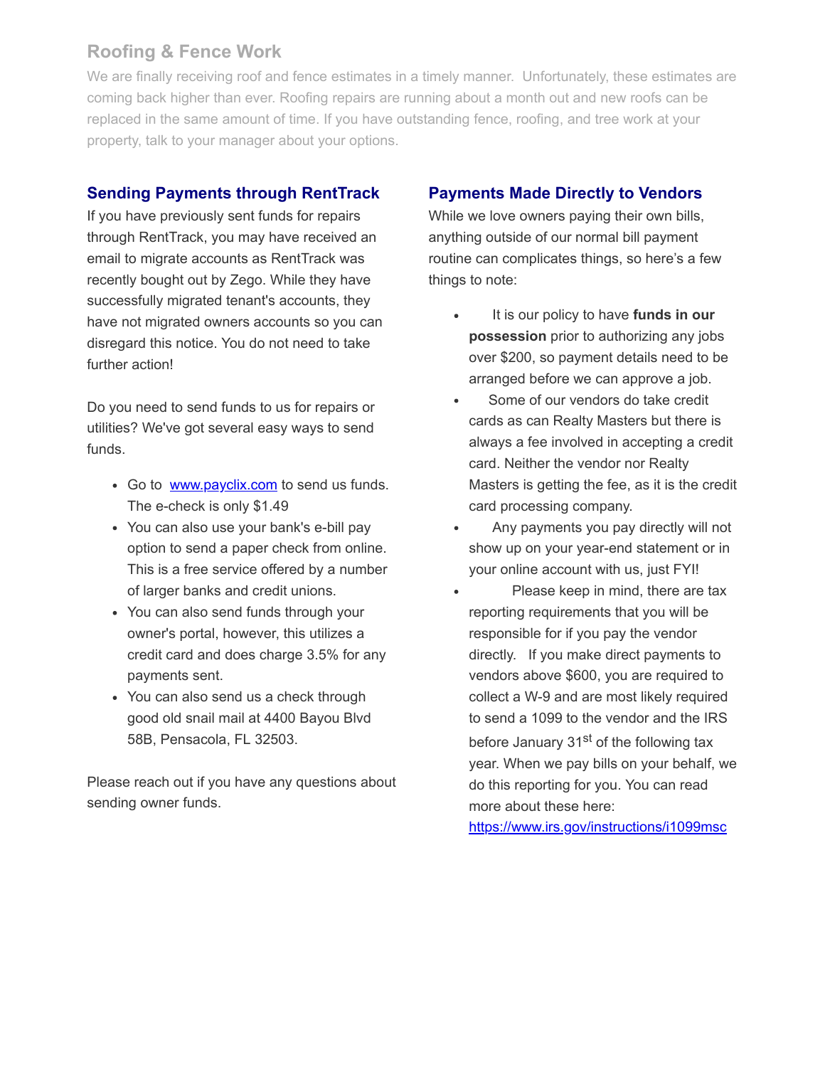## Roofing & Fence Work

We are finally receiving roof and fence estimates in a timely manner. Unfortunately, these estimates are coming back higher than ever. Roofing repairs are running about a month out and new roofs can be replaced in the same amount of time. If you have outstanding fence, roofing, and tree work at your property, talk to your manager about your options.

### Sending Payments through RentTrack

If you have previously sent funds for repairs through RentTrack, you may have received an email to migrate accounts as RentTrack was recently bought out by Zego. While they have successfully migrated tenant's accounts, they have not migrated owners accounts so you can disregard this notice. You do not need to take further action!

Do you need to send funds to us for repairs or utilities? We've got several easy ways to send funds.

- Go to [www.payclix.com](www.payclix.com) to send us funds. The e-check is only $1.49
- You can also use your bank's e-bill pay option to send a paper check from online. This is a free service offered by a number of larger banks and credit unions.
- You can also send funds through your owner's portal, however, this utilizes a credit card and does charge 3.5% for any payments sent.
- You can also send us a check through good old snail mail at 4400 Bayou Blvd 58B, Pensacola, FL 32503.

Please reach out if you have any questions about sending owner funds.

### Payments Made Directly to Vendors

While we love owners paying their own bills, anything outside of our normal bill payment routine can complicates things, so here's a few things to note:

- It is our policy to have **funds in our possession** prior to authorizing any jobs over $200, so payment details need to be arranged before we can approve a job.
- Some of our vendors do take credit cards as can Realty Masters but there is always a fee involved in accepting a credit card. Neither the vendor nor Realty Masters is getting the fee, as it is the credit card processing company.
- Any payments you pay directly will not show up on your year-end statement or in your online account with us, just FYI!
- Please keep in mind, there are tax reporting requirements that you will be responsible for if you pay the vendor directly. If you make direct payments to vendors above $600, you are required to collect a W-9 and are most likely required to send a 1099 to the vendor and the IRS before January 31st of the following tax year. When we pay bills on your behalf, we do this reporting for you. You can read more about these here: [https://www.irs.gov/instructions/i1099msc](https://www.irs.gov/instructions/i1099msc)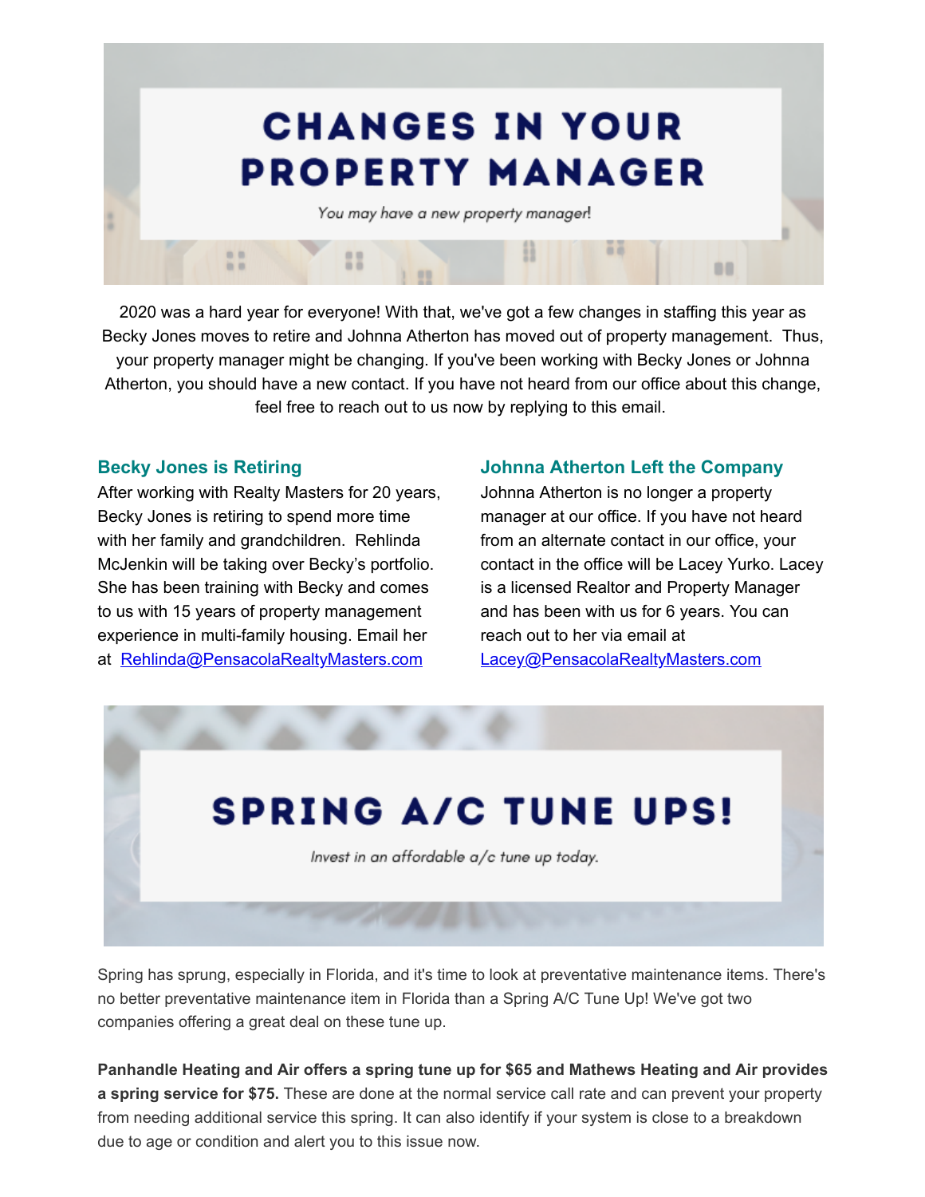# CHANGES IN YOUR PROPERTY MANAGER

*You may have a new property manager!*

2020 was a hard year for everyone! With that, we've got a few changes in staffing this year as Becky Jones moves to retire and Johnna Atherton has moved out of property management. Thus, your property manager might be changing. If you've been working with Becky Jones or Johnna Atherton, you should have a new contact. If you have not heard from our office about this change, feel free to reach out to us now by replying to this email.

### Becky Jones is Retiring

After working with Realty Masters for 20 years, Becky Jones is retiring to spend more time with her family and grandchildren. Rehlinda McJenkin will be taking over Becky's portfolio. She has been training with Becky and comes to us with 15 years of property management experience in multi-family housing. Email her at Rehlinda@PensacolaRealtyMasters.com

### Johnna Atherton Left the Company

Johnna Atherton is no longer a property manager at our office. If you have not heard from an alternate contact in our office, your contact in the office will be Lacey Yurko. Lacey is a licensed Realtor and Property Manager and has been with us for 6 years. You can reach out to her via email at Lacey@PensacolaRealtyMasters.com

# SPRING A/C TUNE UPS!

*Invest in an affordable a/c tune up today.*

Spring has sprung, especially in Florida, and it's time to look at preventative maintenance items. There's no better preventative maintenance item in Florida than a Spring A/C Tune Up! We've got two companies offering a great deal on these tune up.

**Panhandle Heating and Air offers a spring tune up for $65 and Mathews Heating and Air provides a spring service for $75.** These are done at the normal service call rate and can prevent your property from needing additional service this spring. It can also identify if your system is close to a breakdown due to age or condition and alert you to this issue now.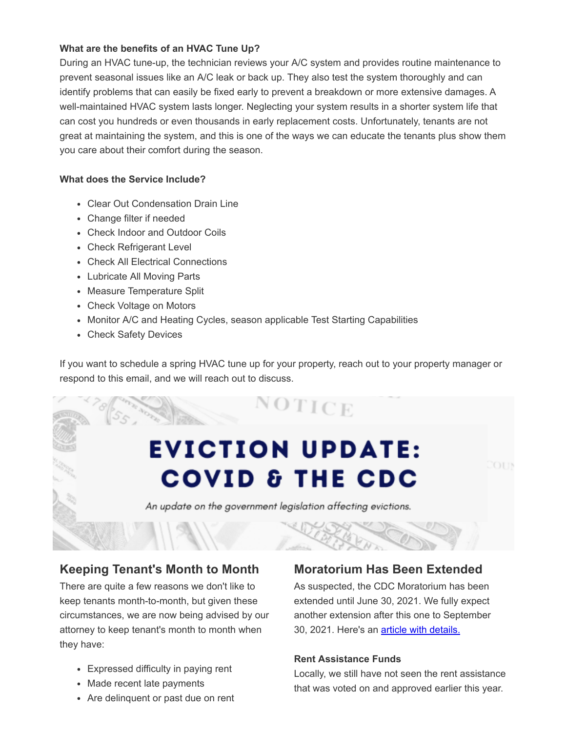**What are the benefits of an HVAC Tune Up?**

During an HVAC tune-up, the technician reviews your A/C system and provides routine maintenance to prevent seasonal issues like an A/C leak or back up. They also test the system thoroughly and can identify problems that can easily be fixed early to prevent a breakdown or more extensive damages. A well-maintained HVAC system lasts longer. Neglecting your system results in a shorter system life that can cost you hundreds or even thousands in early replacement costs. Unfortunately, tenants are not great at maintaining the system, and this is one of the ways we can educate the tenants plus show them you care about their comfort during the season.

**What does the Service Include?**

- Clear Out Condensation Drain Line
- Change filter if needed
- Check Indoor and Outdoor Coils
- Check Refrigerant Level
- Check All Electrical Connections
- Lubricate All Moving Parts
- Measure Temperature Split
- Check Voltage on Motors
- Monitor A/C and Heating Cycles, season applicable Test Starting Capabilities
- Check Safety Devices

If you want to schedule a spring HVAC tune up for your property, reach out to your property manager or respond to this email, and we will reach out to discuss.

NOTICE

# EVICTION UPDATE: COVID & THE CDC

*An update on the government legislation affecting evictions.*

## Keeping Tenant's Month to Month

There are quite a few reasons we don't like to keep tenants month-to-month, but given these circumstances, we are now being advised by our attorney to keep tenant's month to month when they have:

- Expressed difficulty in paying rent
- Made recent late payments
- Are delinquent or past due on rent

## Moratorium Has Been Extended

As suspected, the CDC Moratorium has been extended until June 30, 2021. We fully expect another extension after this one to September 30, 2021. Here's an article with details.

**Rent Assistance Funds**

Locally, we still have not seen the rent assistance that was voted on and approved earlier this year.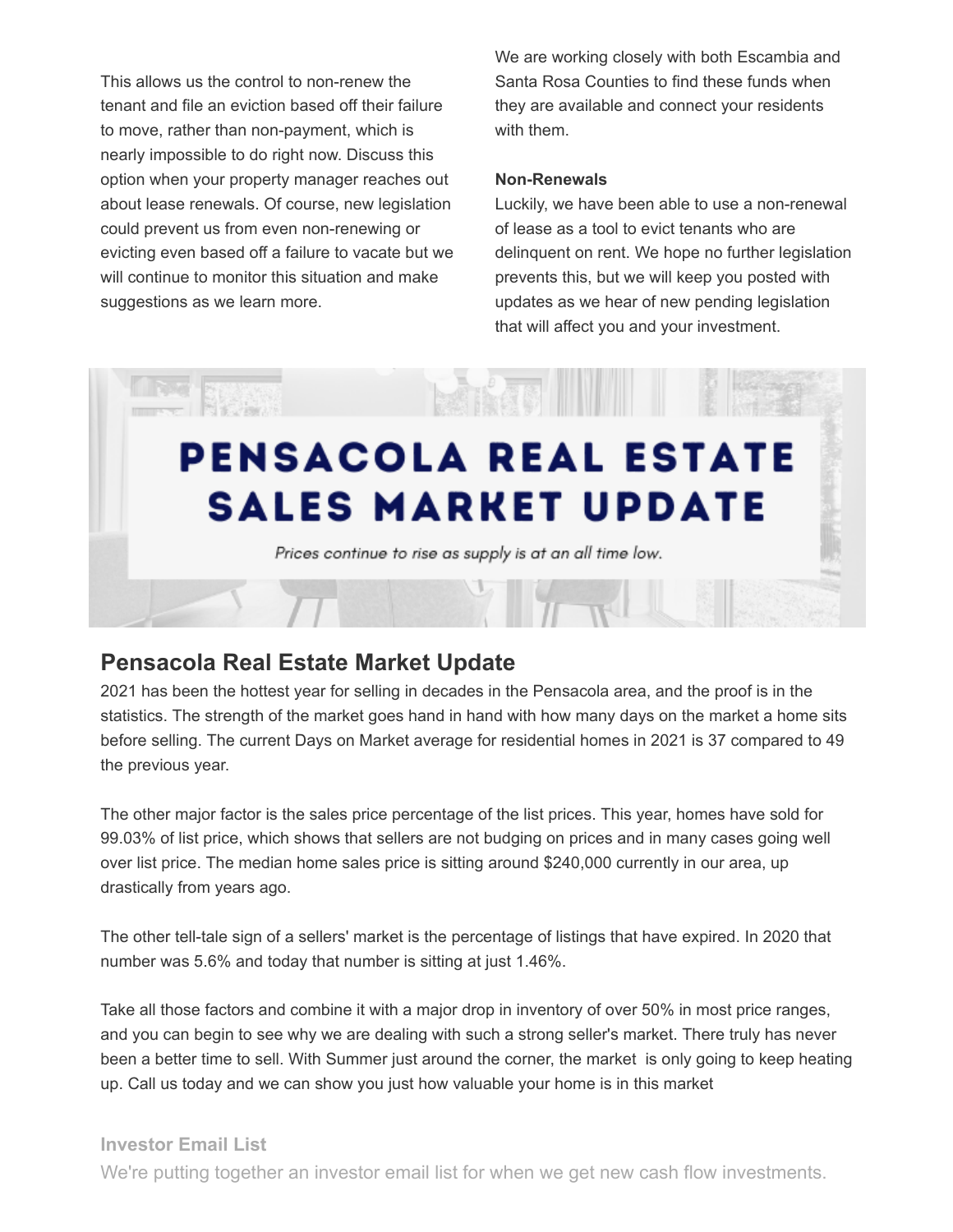This allows us the control to non-renew the tenant and file an eviction based off their failure to move, rather than non-payment, which is nearly impossible to do right now. Discuss this option when your property manager reaches out about lease renewals. Of course, new legislation could prevent us from even non-renewing or evicting even based off a failure to vacate but we will continue to monitor this situation and make suggestions as we learn more.

We are working closely with both Escambia and Santa Rosa Counties to find these funds when they are available and connect your residents with them.

**Non-Renewals**

Luckily, we have been able to use a non-renewal of lease as a tool to evict tenants who are delinquent on rent. We hope no further legislation prevents this, but we will keep you posted with updates as we hear of new pending legislation that will affect you and your investment.

# PENSACOLA REAL ESTATE SALES MARKET UPDATE

*Prices continue to rise as supply is at an all time low.*

## Pensacola Real Estate Market Update

2021 has been the hottest year for selling in decades in the Pensacola area, and the proof is in the statistics. The strength of the market goes hand in hand with how many days on the market a home sits before selling. The current Days on Market average for residential homes in 2021 is 37 compared to 49 the previous year.

The other major factor is the sales price percentage of the list prices. This year, homes have sold for 99.03% of list price, which shows that sellers are not budging on prices and in many cases going well over list price. The median home sales price is sitting around $240,000 currently in our area, up drastically from years ago.

The other tell-tale sign of a sellers' market is the percentage of listings that have expired. In 2020 that number was 5.6% and today that number is sitting at just 1.46%.

Take all those factors and combine it with a major drop in inventory of over 50% in most price ranges, and you can begin to see why we are dealing with such a strong seller's market. There truly has never been a better time to sell. With Summer just around the corner, the market is only going to keep heating up. Call us today and we can show you just how valuable your home is in this market

**Investor Email List**

We're putting together an investor email list for when we get new cash flow investments.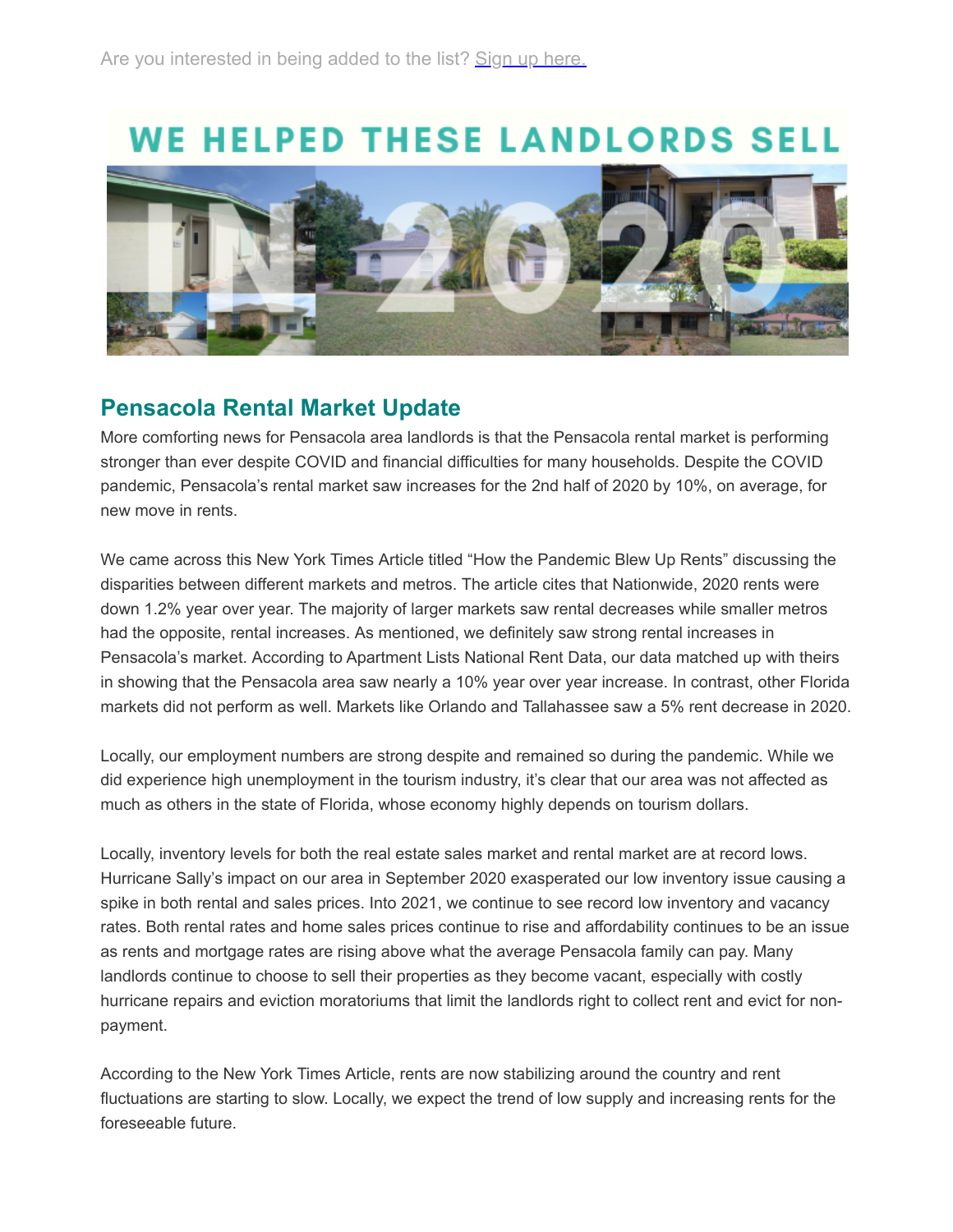Are you interested in being added to the list? [Sign up here.]()

## Pensacola Rental Market Update

More comforting news for Pensacola area landlords is that the Pensacola rental market is performing stronger than ever despite COVID and financial difficulties for many households. Despite the COVID pandemic, Pensacola's rental market saw increases for the 2nd half of 2020 by 10%, on average, for new move in rents.

We came across this New York Times Article titled "How the Pandemic Blew Up Rents" discussing the disparities between different markets and metros. The article cites that Nationwide, 2020 rents were down 1.2% year over year. The majority of larger markets saw rental decreases while smaller metros had the opposite, rental increases. As mentioned, we definitely saw strong rental increases in Pensacola's market. According to Apartment Lists National Rent Data, our data matched up with theirs in showing that the Pensacola area saw nearly a 10% year over year increase. In contrast, other Florida markets did not perform as well. Markets like Orlando and Tallahassee saw a 5% rent decrease in 2020.

Locally, our employment numbers are strong despite and remained so during the pandemic. While we did experience high unemployment in the tourism industry, it's clear that our area was not affected as much as others in the state of Florida, whose economy highly depends on tourism dollars.

Locally, inventory levels for both the real estate sales market and rental market are at record lows. Hurricane Sally's impact on our area in September 2020 exasperated our low inventory issue causing a spike in both rental and sales prices. Into 2021, we continue to see record low inventory and vacancy rates. Both rental rates and home sales prices continue to rise and affordability continues to be an issue as rents and mortgage rates are rising above what the average Pensacola family can pay. Many landlords continue to choose to sell their properties as they become vacant, especially with costly hurricane repairs and eviction moratoriums that limit the landlords right to collect rent and evict for non-payment.

According to the New York Times Article, rents are now stabilizing around the country and rent fluctuations are starting to slow. Locally, we expect the trend of low supply and increasing rents for the foreseeable future.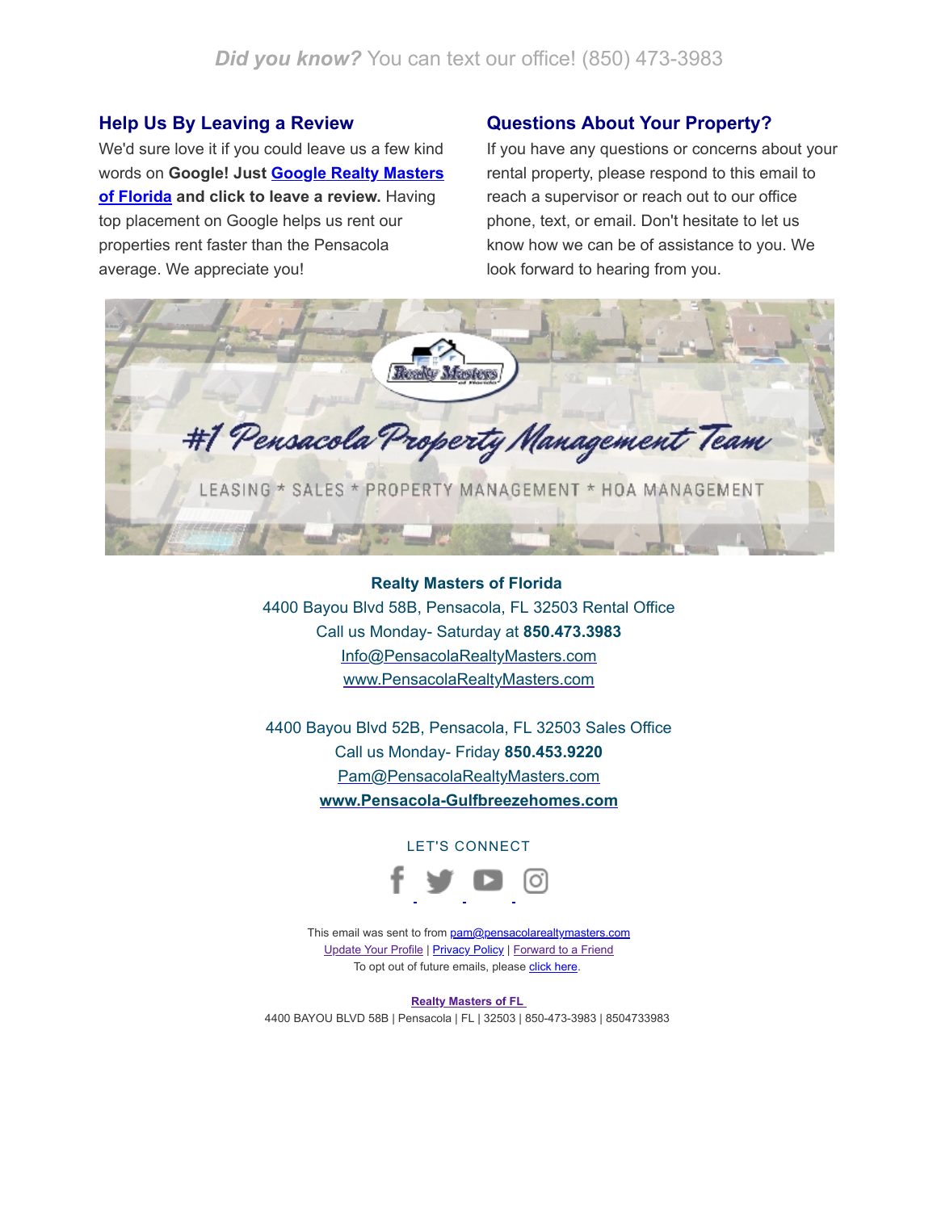*Did you know?* You can text our office! (850) 473-3983

## Help Us By Leaving a Review

We'd sure love it if you could leave us a few kind words on **Google! Just Google Realty Masters of Florida and click to leave a review.** Having top placement on Google helps us rent our properties rent faster than the Pensacola average. We appreciate you!

## Questions About Your Property?

If you have any questions or concerns about your rental property, please respond to this email to reach a supervisor or reach out to our office phone, text, or email. Don't hesitate to let us know how we can be of assistance to you. We look forward to hearing from you.

Realty Masters of Florida

#1 Pensacola Property Management Team

LEASING * SALES * PROPERTY MANAGEMENT * HOA MANAGEMENT

**Realty Masters of Florida**
4400 Bayou Blvd 58B, Pensacola, FL 32503 Rental Office
Call us Monday- Saturday at **850.473.3983**
Info@PensacolaRealtyMasters.com
www.PensacolaRealtyMasters.com

4400 Bayou Blvd 52B, Pensacola, FL 32503 Sales Office
Call us Monday- Friday **850.453.9220**
Pam@PensacolaRealtyMasters.com
**www.Pensacola-Gulfbreezehomes.com**

LET'S CONNECT

This email was sent to from pam@pensacolarealtymasters.com
Update Your Profile | Privacy Policy | Forward to a Friend
To opt out of future emails, please click here.

**Realty Masters of FL**
4400 BAYOU BLVD 58B | Pensacola | FL | 32503 | 850-473-3983 | 8504733983